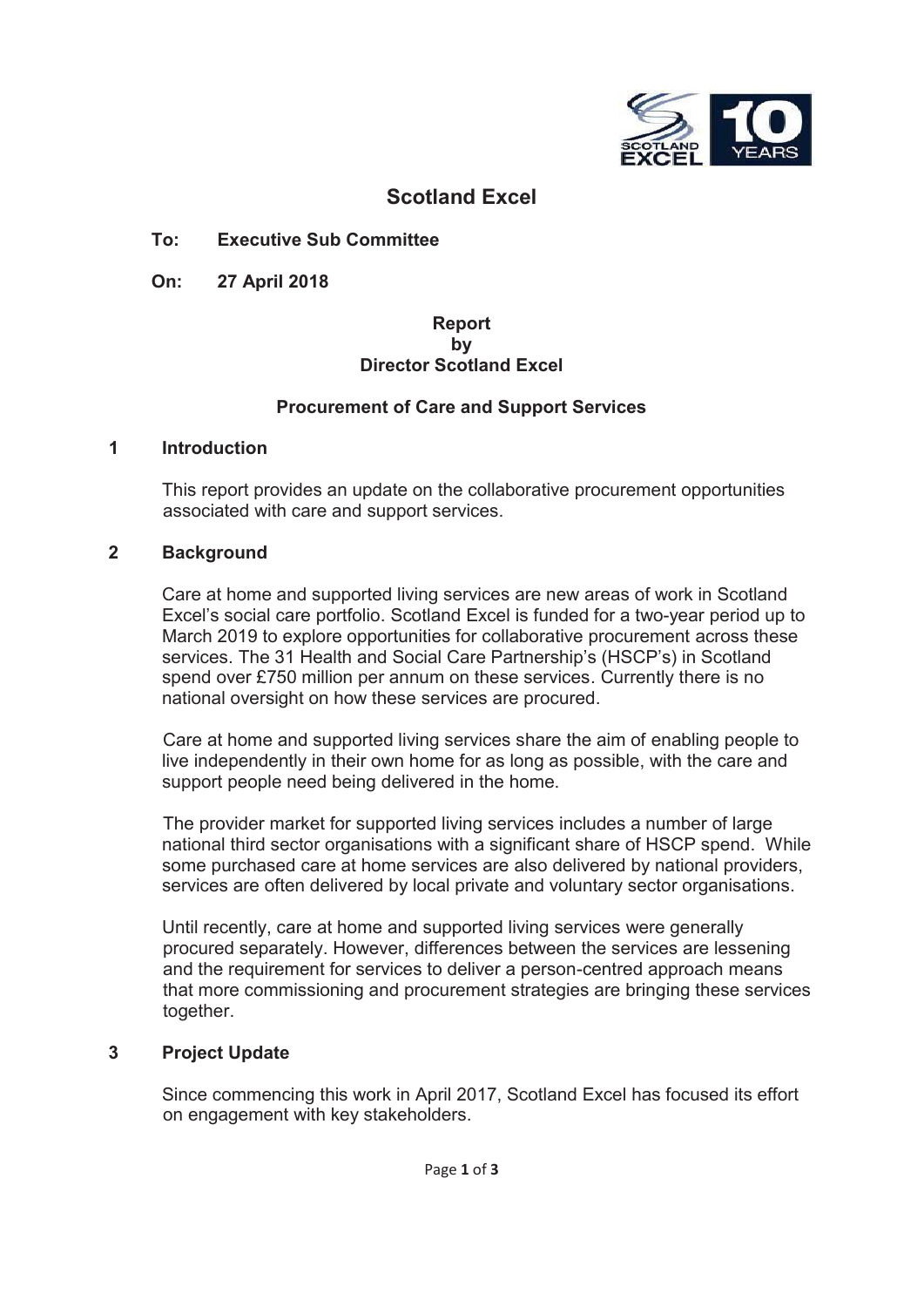# Scotland Excel

**To: Executive Sub Committee**

**On: 27 April 2018**

**Report**
**by**
**Director Scotland Excel**

## Procurement of Care and Support Services

## 1 Introduction

This report provides an update on the collaborative procurement opportunities associated with care and support services.

## 2 Background

Care at home and supported living services are new areas of work in Scotland Excel's social care portfolio. Scotland Excel is funded for a two-year period up to March 2019 to explore opportunities for collaborative procurement across these services. The 31 Health and Social Care Partnership's (HSCP's) in Scotland spend over £750 million per annum on these services. Currently there is no national oversight on how these services are procured.

Care at home and supported living services share the aim of enabling people to live independently in their own home for as long as possible, with the care and support people need being delivered in the home.

The provider market for supported living services includes a number of large national third sector organisations with a significant share of HSCP spend. While some purchased care at home services are also delivered by national providers, services are often delivered by local private and voluntary sector organisations.

Until recently, care at home and supported living services were generally procured separately. However, differences between the services are lessening and the requirement for services to deliver a person-centred approach means that more commissioning and procurement strategies are bringing these services together.

## 3 Project Update

Since commencing this work in April 2017, Scotland Excel has focused its effort on engagement with key stakeholders.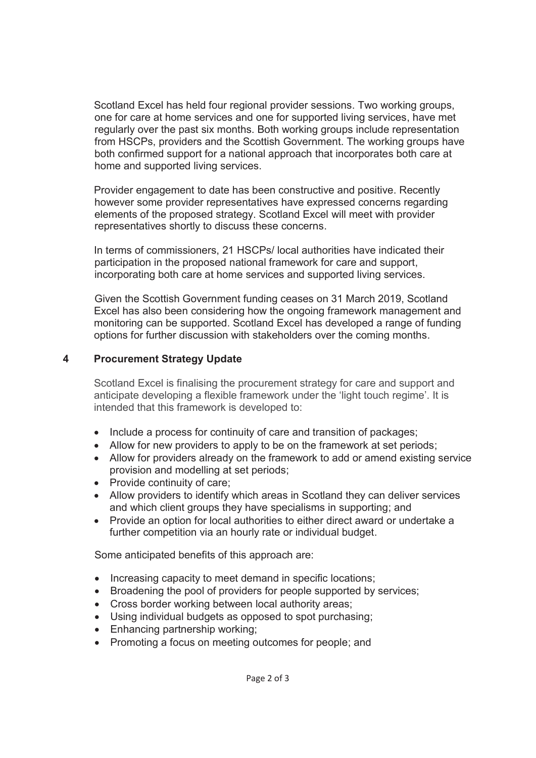Scotland Excel has held four regional provider sessions. Two working groups, one for care at home services and one for supported living services, have met regularly over the past six months. Both working groups include representation from HSCPs, providers and the Scottish Government. The working groups have both confirmed support for a national approach that incorporates both care at home and supported living services.

Provider engagement to date has been constructive and positive. Recently however some provider representatives have expressed concerns regarding elements of the proposed strategy. Scotland Excel will meet with provider representatives shortly to discuss these concerns.

In terms of commissioners, 21 HSCPs/ local authorities have indicated their participation in the proposed national framework for care and support, incorporating both care at home services and supported living services.

Given the Scottish Government funding ceases on 31 March 2019, Scotland Excel has also been considering how the ongoing framework management and monitoring can be supported. Scotland Excel has developed a range of funding options for further discussion with stakeholders over the coming months.

## 4 Procurement Strategy Update

Scotland Excel is finalising the procurement strategy for care and support and anticipate developing a flexible framework under the 'light touch regime'. It is intended that this framework is developed to:

- Include a process for continuity of care and transition of packages;
- Allow for new providers to apply to be on the framework at set periods;
- Allow for providers already on the framework to add or amend existing service provision and modelling at set periods;
- Provide continuity of care;
- Allow providers to identify which areas in Scotland they can deliver services and which client groups they have specialisms in supporting; and
- Provide an option for local authorities to either direct award or undertake a further competition via an hourly rate or individual budget.

Some anticipated benefits of this approach are:

- Increasing capacity to meet demand in specific locations;
- Broadening the pool of providers for people supported by services;
- Cross border working between local authority areas;
- Using individual budgets as opposed to spot purchasing;
- Enhancing partnership working;
- Promoting a focus on meeting outcomes for people; and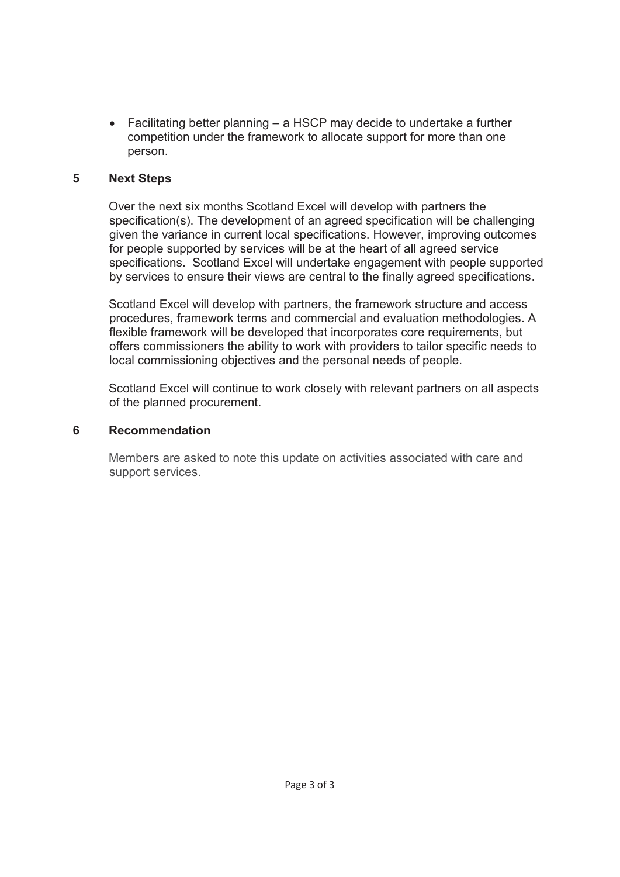- Facilitating better planning – a HSCP may decide to undertake a further competition under the framework to allocate support for more than one person.

## 5 Next Steps

Over the next six months Scotland Excel will develop with partners the specification(s). The development of an agreed specification will be challenging given the variance in current local specifications. However, improving outcomes for people supported by services will be at the heart of all agreed service specifications. Scotland Excel will undertake engagement with people supported by services to ensure their views are central to the finally agreed specifications.

Scotland Excel will develop with partners, the framework structure and access procedures, framework terms and commercial and evaluation methodologies. A flexible framework will be developed that incorporates core requirements, but offers commissioners the ability to work with providers to tailor specific needs to local commissioning objectives and the personal needs of people.

Scotland Excel will continue to work closely with relevant partners on all aspects of the planned procurement.

## 6 Recommendation

Members are asked to note this update on activities associated with care and support services.